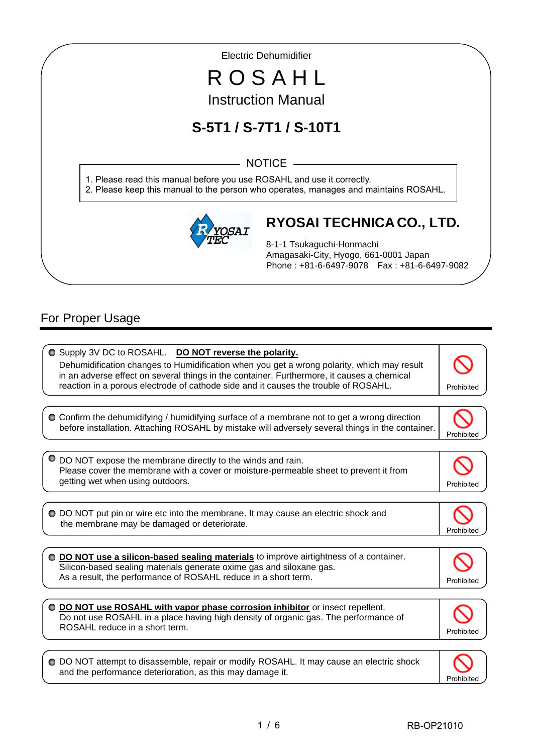Electric Dehumidifier

# R O S A H L

## Instruction Manual

## S-5T1 / S-7T1 / S-10T1

**NOTICE**

1. Please read this manual before you use ROSAHL and use it correctly.
2. Please keep this manual to the person who operates, manages and maintains ROSAHL.

**RYOSAI TECHNICA CO., LTD.**

8-1-1 Tsukaguchi-Honmachi
Amagasaki-City, Hyogo, 661-0001 Japan
Phone : +81-6-6497-9078　Fax : +81-6-6497-9082

## For Proper Usage

- Supply 3V DC to ROSAHL. **DO NOT reverse the polarity.**
  Dehumidification changes to Humidification when you get a wrong polarity, which may result in an adverse effect on several things in the container. Furthermore, it causes a chemical reaction in a porous electrode of cathode side and it causes the trouble of ROSAHL. — Prohibited

- Confirm the dehumidifying / humidifying surface of a membrane not to get a wrong direction before installation. Attaching ROSAHL by mistake will adversely several things in the container. — Prohibited

- DO NOT expose the membrane directly to the winds and rain.
  Please cover the membrane with a cover or moisture-permeable sheet to prevent it from getting wet when using outdoors. — Prohibited

- DO NOT put pin or wire etc into the membrane. It may cause an electric shock and the membrane may be damaged or deteriorate. — Prohibited

- **DO NOT use a silicon-based sealing materials** to improve airtightness of a container.
  Silicon-based sealing materials generate oxime gas and siloxane gas.
  As a result, the performance of ROSAHL reduce in a short term. — Prohibited

- **DO NOT use ROSAHL with vapor phase corrosion inhibitor** or insect repellent.
  Do not use ROSAHL in a place having high density of organic gas. The performance of ROSAHL reduce in a short term. — Prohibited

- DO NOT attempt to disassemble, repair or modify ROSAHL. It may cause an electric shock and the performance deterioration, as this may damage it. — Prohibited

RB-OP21010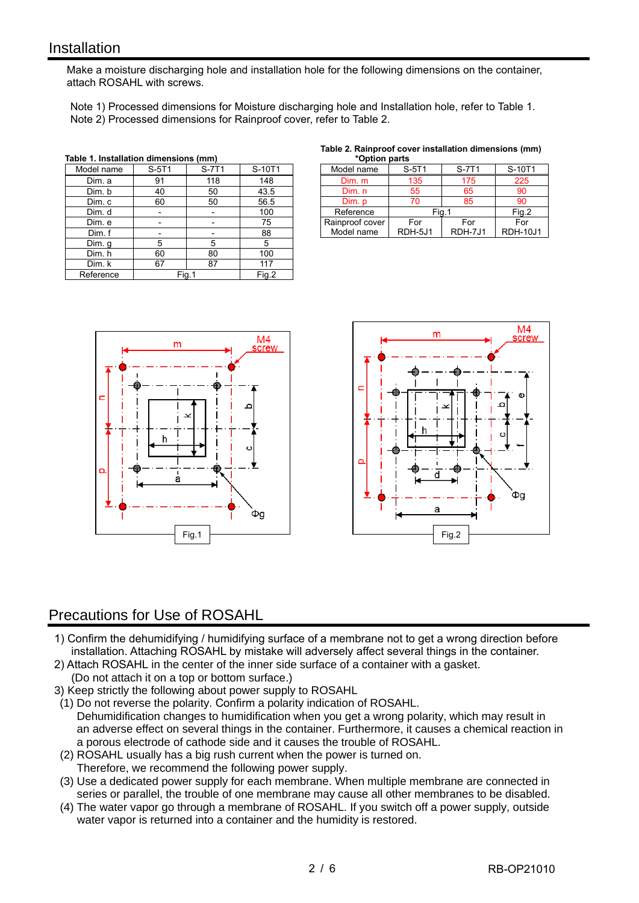## Installation

Make a moisture discharging hole and installation hole for the following dimensions on the container, attach ROSAHL with screws.

Note 1) Processed dimensions for Moisture discharging hole and Installation hole, refer to Table 1.
Note 2) Processed dimensions for Rainproof cover, refer to Table 2.

**Table 1. Installation dimensions (mm)**

| Model name | S-5T1 | S-7T1 | S-10T1 |
|---|---|---|---|
| Dim. a | 91 | 118 | 148 |
| Dim. b | 40 | 50 | 43.5 |
| Dim. c | 60 | 50 | 56.5 |
| Dim. d | - | - | 100 |
| Dim. e | - | - | 75 |
| Dim. f | - | - | 88 |
| Dim. g | 5 | 5 | 5 |
| Dim. h | 60 | 80 | 100 |
| Dim. k | 67 | 87 | 117 |
| Reference | Fig.1 | | Fig.2 |

**Table 2. Rainproof cover installation dimensions (mm)**
***Option parts**

| Model name | S-5T1 | S-7T1 | S-10T1 |
|---|---|---|---|
| Dim. m | 135 | 175 | 225 |
| Dim. n | 55 | 65 | 90 |
| Dim. p | 70 | 85 | 90 |
| Reference | Fig.1 | | Fig.2 |
| Rainproof cover Model name | For RDH-5J1 | For RDH-7J1 | For RDH-10J1 |

Fig.1

Fig.2

## Precautions for Use of ROSAHL

1) Confirm the dehumidifying / humidifying surface of a membrane not to get a wrong direction before installation. Attaching ROSAHL by mistake will adversely affect several things in the container.
2) Attach ROSAHL in the center of the inner side surface of a container with a gasket. (Do not attach it on a top or bottom surface.)
3) Keep strictly the following about power supply to ROSAHL
   (1) Do not reverse the polarity. Confirm a polarity indication of ROSAHL. Dehumidification changes to humidification when you get a wrong polarity, which may result in an adverse effect on several things in the container. Furthermore, it causes a chemical reaction in a porous electrode of cathode side and it causes the trouble of ROSAHL.
   (2) ROSAHL usually has a big rush current when the power is turned on. Therefore, we recommend the following power supply.
   (3) Use a dedicated power supply for each membrane. When multiple membrane are connected in series or parallel, the trouble of one membrane may cause all other membranes to be disabled.
   (4) The water vapor go through a membrane of ROSAHL. If you switch off a power supply, outside water vapor is returned into a container and the humidity is restored.

RB-OP21010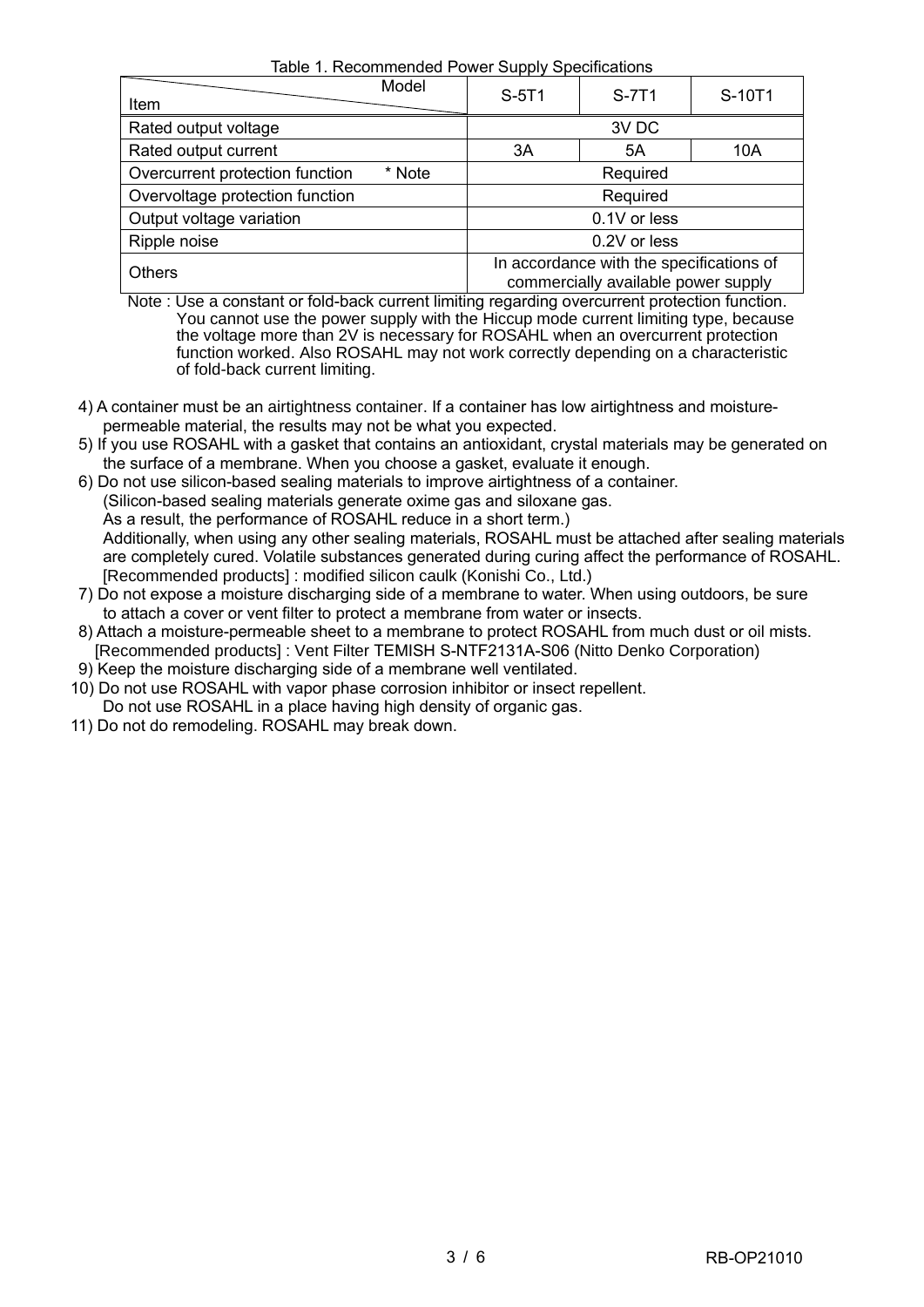Table 1. Recommended Power Supply Specifications

| Item \ Model | S-5T1 | S-7T1 | S-10T1 |
|---|---|---|---|
| Rated output voltage | 3V DC | | |
| Rated output current | 3A | 5A | 10A |
| Overcurrent protection function * Note | Required | | |
| Overvoltage protection function | Required | | |
| Output voltage variation | 0.1V or less | | |
| Ripple noise | 0.2V or less | | |
| Others | In accordance with the specifications of commercially available power supply | | |

Note : Use a constant or fold-back current limiting regarding overcurrent protection function. You cannot use the power supply with the Hiccup mode current limiting type, because the voltage more than 2V is necessary for ROSAHL when an overcurrent protection function worked. Also ROSAHL may not work correctly depending on a characteristic of fold-back current limiting.

4) A container must be an airtightness container. If a container has low airtightness and moisture-permeable material, the results may not be what you expected.
5) If you use ROSAHL with a gasket that contains an antioxidant, crystal materials may be generated on the surface of a membrane. When you choose a gasket, evaluate it enough.
6) Do not use silicon-based sealing materials to improve airtightness of a container.
   (Silicon-based sealing materials generate oxime gas and siloxane gas.
   As a result, the performance of ROSAHL reduce in a short term.)
   Additionally, when using any other sealing materials, ROSAHL must be attached after sealing materials are completely cured. Volatile substances generated during curing affect the performance of ROSAHL.
   [Recommended products] : modified silicon caulk (Konishi Co., Ltd.)
7) Do not expose a moisture discharging side of a membrane to water. When using outdoors, be sure to attach a cover or vent filter to protect a membrane from water or insects.
8) Attach a moisture-permeable sheet to a membrane to protect ROSAHL from much dust or oil mists.
   [Recommended products] : Vent Filter TEMISH S-NTF2131A-S06 (Nitto Denko Corporation)
9) Keep the moisture discharging side of a membrane well ventilated.
10) Do not use ROSAHL with vapor phase corrosion inhibitor or insect repellent.
    Do not use ROSAHL in a place having high density of organic gas.
11) Do not do remodeling. ROSAHL may break down.

RB-OP21010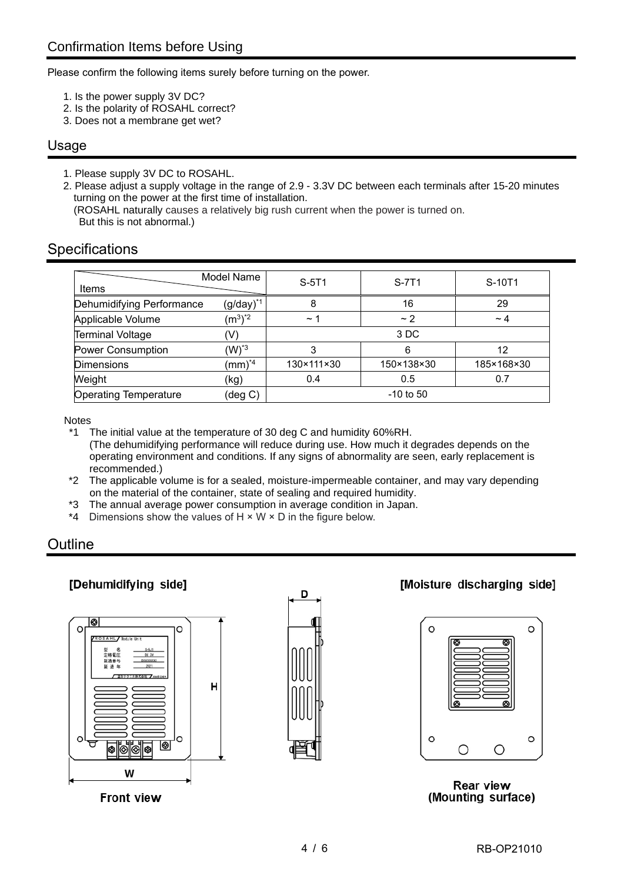## Confirmation Items before Using

Please confirm the following items surely before turning on the power.

1. Is the power supply 3V DC?
2. Is the polarity of ROSAHL correct?
3. Does not a membrane get wet?

## Usage

1. Please supply 3V DC to ROSAHL.
2. Please adjust a supply voltage in the range of 2.9 - 3.3V DC between each terminals after 15-20 minutes turning on the power at the first time of installation.
   (ROSAHL naturally causes a relatively big rush current when the power is turned on.
   But this is not abnormal.)

## Specifications

| Items \ Model Name | | S-5T1 | S-7T1 | S-10T1 |
|---|---|---|---|---|
| Dehumidifying Performance | (g/day)*1 | 8 | 16 | 29 |
| Applicable Volume | ($m^3$)*2 | ~ 1 | ~ 2 | ~ 4 |
| Terminal Voltage | (V) | 3 DC | | |
| Power Consumption | (W)*3 | 3 | 6 | 12 |
| Dimensions | (mm)*4 | 130×111×30 | 150×138×30 | 185×168×30 |
| Weight | (kg) | 0.4 | 0.5 | 0.7 |
| Operating Temperature | (deg C) | -10 to 50 | | |

Notes

*1 The initial value at the temperature of 30 deg C and humidity 60%RH.
(The dehumidifying performance will reduce during use. How much it degrades depends on the operating environment and conditions. If any signs of abnormality are seen, early replacement is recommended.)

*2 The applicable volume is for a sealed, moisture-impermeable container, and may vary depending on the material of the container, state of sealing and required humidity.

*3 The annual average power consumption in average condition in Japan.

*4 Dimensions show the values of H × W × D in the figure below.

## Outline

[Dehumidifying side]

Front view

[Moisture discharging side]

Rear view
(Mounting surface)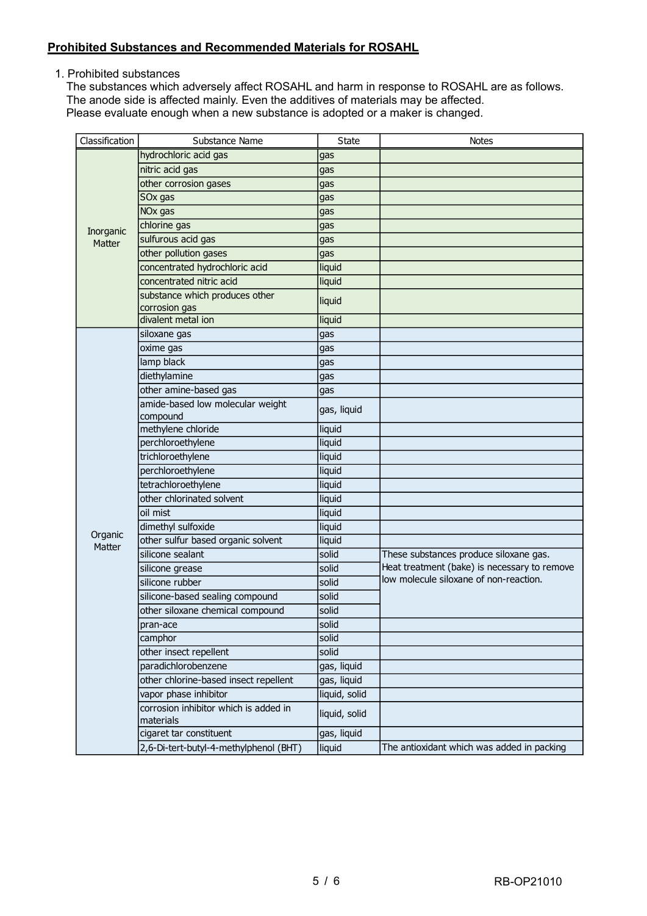**Prohibited Substances and Recommended Materials for ROSAHL**

1. Prohibited substances
   The substances which adversely affect ROSAHL and harm in response to ROSAHL are as follows.
   The anode side is affected mainly. Even the additives of materials may be affected.
   Please evaluate enough when a new substance is adopted or a maker is changed.

| Classification | Substance Name | State | Notes |
|---|---|---|---|
| Inorganic Matter | hydrochloric acid gas | gas | |
| | nitric acid gas | gas | |
| | other corrosion gases | gas | |
| | SOx gas | gas | |
| | NOx gas | gas | |
| | chlorine gas | gas | |
| | sulfurous acid gas | gas | |
| | other pollution gases | gas | |
| | concentrated hydrochloric acid | liquid | |
| | concentrated nitric acid | liquid | |
| | substance which produces other corrosion gas | liquid | |
| | divalent metal ion | liquid | |
| Organic Matter | siloxane gas | gas | |
| | oxime gas | gas | |
| | lamp black | gas | |
| | diethylamine | gas | |
| | other amine-based gas | gas | |
| | amide-based low molecular weight compound | gas, liquid | |
| | methylene chloride | liquid | |
| | perchloroethylene | liquid | |
| | trichloroethylene | liquid | |
| | perchloroethylene | liquid | |
| | tetrachloroethylene | liquid | |
| | other chlorinated solvent | liquid | |
| | oil mist | liquid | |
| | dimethyl sulfoxide | liquid | |
| | other sulfur based organic solvent | liquid | |
| | silicone sealant | solid | These substances produce siloxane gas. Heat treatment (bake) is necessary to remove low molecule siloxane of non-reaction. |
| | silicone grease | solid | |
| | silicone rubber | solid | |
| | silicone-based sealing compound | solid | |
| | other siloxane chemical compound | solid | |
| | pran-ace | solid | |
| | camphor | solid | |
| | other insect repellent | solid | |
| | paradichlorobenzene | gas, liquid | |
| | other chlorine-based insect repellent | gas, liquid | |
| | vapor phase inhibitor | liquid, solid | |
| | corrosion inhibitor which is added in materials | liquid, solid | |
| | cigaret tar constituent | gas, liquid | |
| | 2,6-Di-tert-butyl-4-methylphenol (BHT) | liquid | The antioxidant which was added in packing |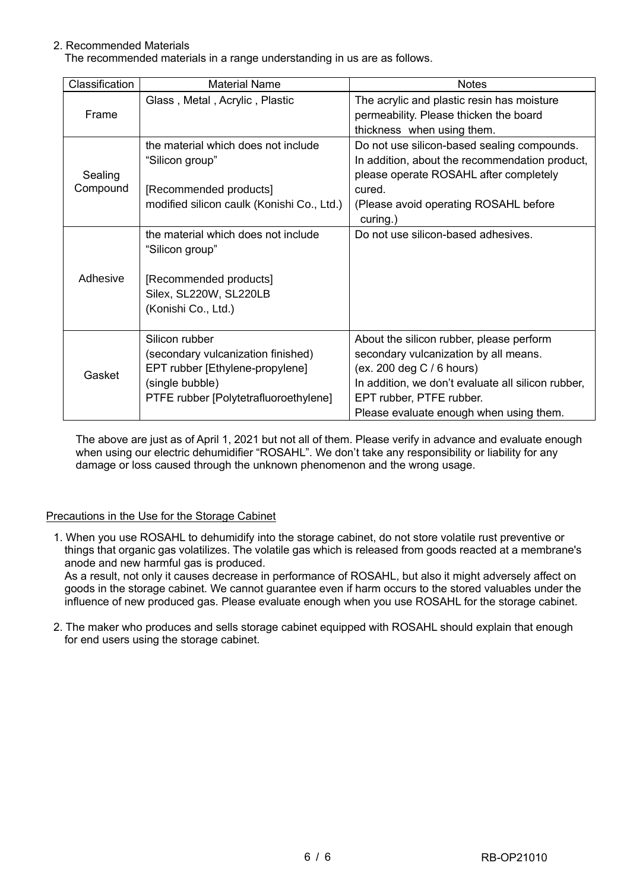2. Recommended Materials

The recommended materials in a range understanding in us are as follows.

| Classification | Material Name | Notes |
|---|---|---|
| Frame | Glass , Metal , Acrylic , Plastic | The acrylic and plastic resin has moisture permeability. Please thicken the board thickness when using them. |
| Sealing Compound | the material which does not include "Silicon group"<br><br>[Recommended products]<br>modified silicon caulk (Konishi Co., Ltd.) | Do not use silicon-based sealing compounds.<br>In addition, about the recommendation product, please operate ROSAHL after completely cured.<br>(Please avoid operating ROSAHL before curing.) |
| Adhesive | the material which does not include "Silicon group"<br><br>[Recommended products]<br>Silex, SL220W, SL220LB<br>(Konishi Co., Ltd.) | Do not use silicon-based adhesives. |
| Gasket | Silicon rubber<br>(secondary vulcanization finished)<br>EPT rubber [Ethylene-propylene]<br>(single bubble)<br>PTFE rubber [Polytetrafluoroethylene] | About the silicon rubber, please perform secondary vulcanization by all means.<br>(ex. 200 deg C / 6 hours)<br>In addition, we don't evaluate all silicon rubber, EPT rubber, PTFE rubber.<br>Please evaluate enough when using them. |

The above are just as of April 1, 2021 but not all of them. Please verify in advance and evaluate enough when using our electric dehumidifier "ROSAHL". We don't take any responsibility or liability for any damage or loss caused through the unknown phenomenon and the wrong usage.

Precautions in the Use for the Storage Cabinet

1. When you use ROSAHL to dehumidify into the storage cabinet, do not store volatile rust preventive or things that organic gas volatilizes. The volatile gas which is released from goods reacted at a membrane's anode and new harmful gas is produced.
   As a result, not only it causes decrease in performance of ROSAHL, but also it might adversely affect on goods in the storage cabinet. We cannot guarantee even if harm occurs to the stored valuables under the influence of new produced gas. Please evaluate enough when you use ROSAHL for the storage cabinet.

2. The maker who produces and sells storage cabinet equipped with ROSAHL should explain that enough for end users using the storage cabinet.